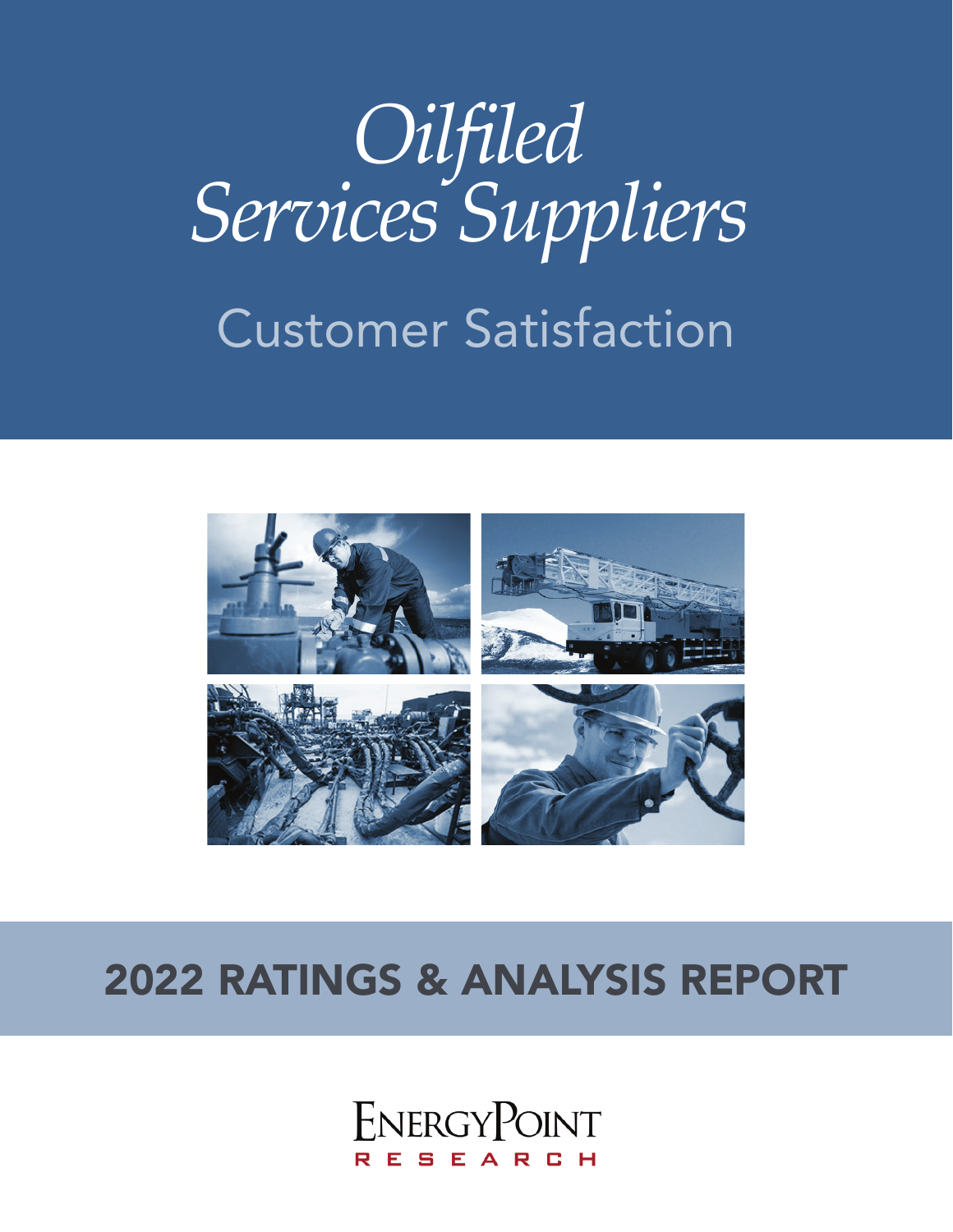# *Oilfiled Services Suppliers*

## Customer Satisfaction

## 2022 RATINGS & ANALYSIS REPORT

ENERGYPOINT
RESEARCH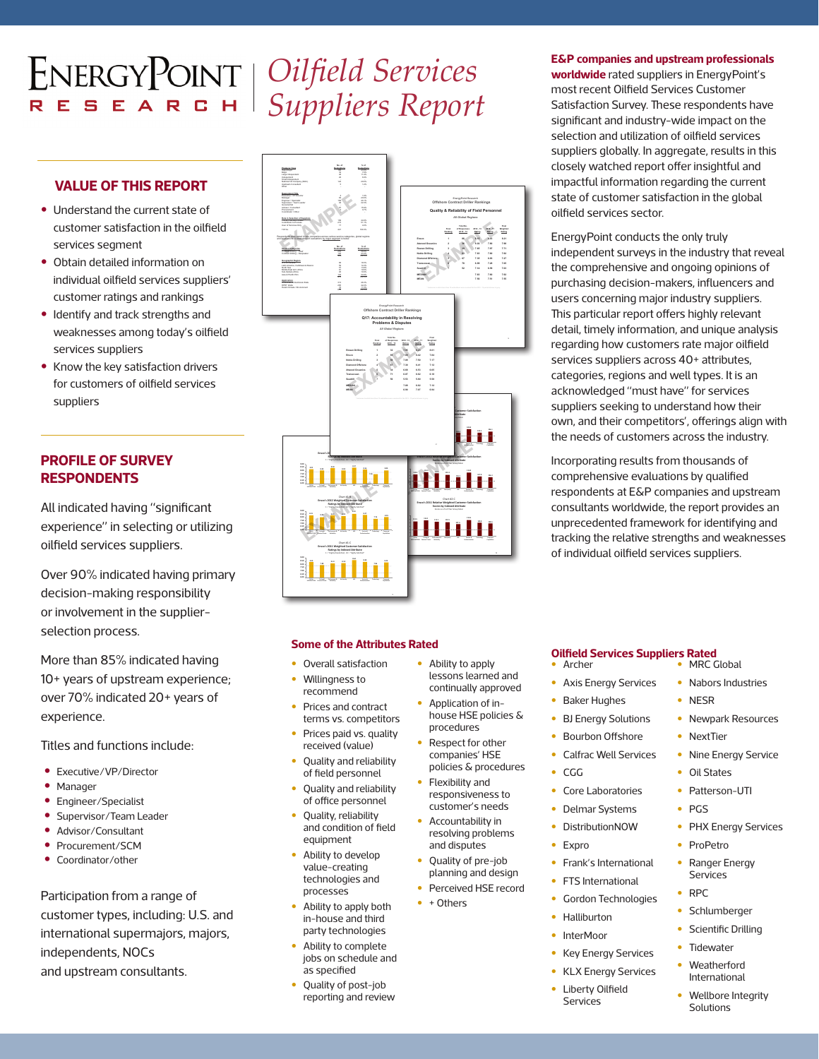# EnergyPoint Research

## *Oilfield Services Suppliers Report*

## VALUE OF THIS REPORT

- Understand the current state of customer satisfaction in the oilfield services segment
- Obtain detailed information on individual oilfield services suppliers' customer ratings and rankings
- Identify and track strengths and weaknesses among today's oilfield services suppliers
- Know the key satisfaction drivers for customers of oilfield services suppliers

## PROFILE OF SURVEY RESPONDENTS

All indicated having "significant experience" in selecting or utilizing oilfield services suppliers.

Over 90% indicated having primary decision-making responsibility or involvement in the supplier-selection process.

More than 85% indicated having 10+ years of upstream experience; over 70% indicated 20+ years of experience.

Titles and functions include:

- Executive/VP/Director
- Manager
- Engineer/Specialist
- Supervisor/Team Leader
- Advisor/Consultant
- Procurement/SCM
- Coordinator/other

Participation from a range of customer types, including: U.S. and international supermajors, majors, independents, NOCs and upstream consultants.

**E&P companies and upstream professionals worldwide** rated suppliers in EnergyPoint's most recent Oilfield Services Customer Satisfaction Survey. These respondents have significant and industry-wide impact on the selection and utilization of oilfield services suppliers globally. In aggregate, results in this closely watched report offer insightful and impactful information regarding the current state of customer satisfaction in the global oilfield services sector.

EnergyPoint conducts the only truly independent surveys in the industry that reveal the comprehensive and ongoing opinions of purchasing decision-makers, influencers and users concerning major industry suppliers. This particular report offers highly relevant detail, timely information, and unique analysis regarding how customers rate major oilfield services suppliers across 40+ attributes, categories, regions and well types. It is an acknowledged "must have" for services suppliers seeking to understand how their own, and their competitors', offerings align with the needs of customers across the industry.

Incorporating results from thousands of comprehensive evaluations by qualified respondents at E&P companies and upstream consultants worldwide, the report provides an unprecedented framework for identifying and tracking the relative strengths and weaknesses of individual oilfield services suppliers.

## Some of the Attributes Rated

- Overall satisfaction
- Willingness to recommend
- Prices and contract terms vs. competitors
- Prices paid vs. quality received (value)
- Quality and reliability of field personnel
- Quality and reliability of office personnel
- Quality, reliability and condition of field equipment
- Ability to develop value-creating technologies and processes
- Ability to apply both in-house and third party technologies
- Ability to complete jobs on schedule and as specified
- Quality of post-job reporting and review
- Ability to apply lessons learned and continually approved
- Application of in-house HSE policies & procedures
- Respect for other companies' HSE policies & procedures
- Flexibility and responsiveness to customer's needs
- Accountability in resolving problems and disputes
- Quality of pre-job planning and design
- Perceived HSE record
- + Others

## Oilfield Services Suppliers Rated

- Archer
- Axis Energy Services
- Baker Hughes
- BJ Energy Solutions
- Bourbon Offshore
- Calfrac Well Services
- CGG
- Core Laboratories
- Delmar Systems
- DistributionNOW
- Expro
- Frank's International
- FTS International
- Gordon Technologies
- Halliburton
- InterMoor
- Key Energy Services
- KLX Energy Services
- Liberty Oilfield Services
- MRC Global
- Nabors Industries
- NESR
- Newpark Resources
- NextTier
- Nine Energy Service
- Oil States
- Patterson-UTI
- PGS
- PHX Energy Services
- ProPetro
- Ranger Energy Services
- RPC
- Schlumberger
- Scientific Drilling
- Tidewater
- Weatherford International
- Wellbore Integrity Solutions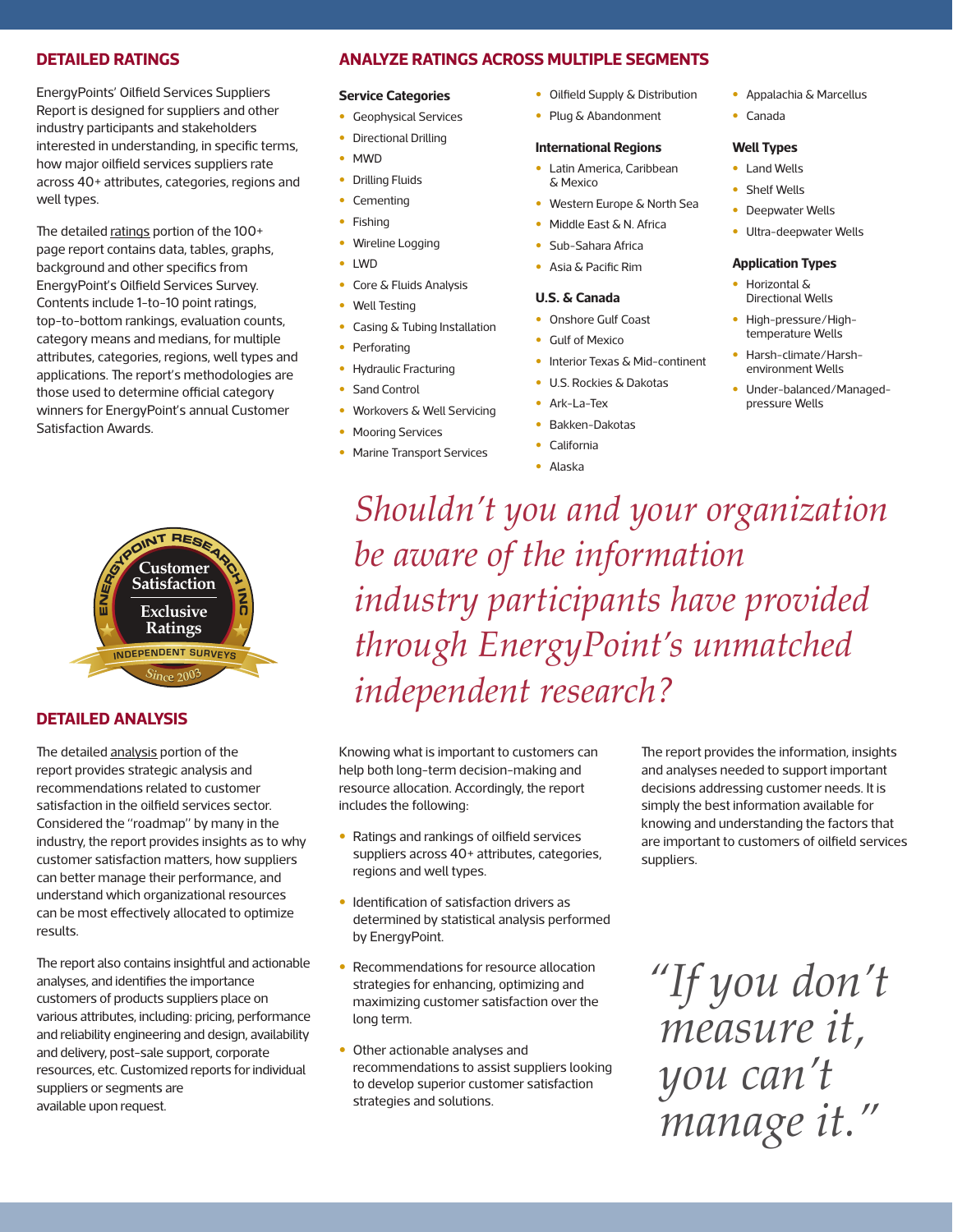## DETAILED RATINGS

EnergyPoints' Oilfield Services Suppliers Report is designed for suppliers and other industry participants and stakeholders interested in understanding, in specific terms, how major oilfield services suppliers rate across 40+ attributes, categories, regions and well types.

The detailed ratings portion of the 100+ page report contains data, tables, graphs, background and other specifics from EnergyPoint's Oilfield Services Survey. Contents include 1-to-10 point ratings, top-to-bottom rankings, evaluation counts, category means and medians, for multiple attributes, categories, regions, well types and applications. The report's methodologies are those used to determine official category winners for EnergyPoint's annual Customer Satisfaction Awards.

## ANALYZE RATINGS ACROSS MULTIPLE SEGMENTS

**Service Categories**

- Geophysical Services
- Directional Drilling
- MWD
- Drilling Fluids
- Cementing
- Fishing
- Wireline Logging
- LWD
- Core & Fluids Analysis
- Well Testing
- Casing & Tubing Installation
- Perforating
- Hydraulic Fracturing
- Sand Control
- Workovers & Well Servicing
- Mooring Services
- Marine Transport Services
- Oilfield Supply & Distribution
- Plug & Abandonment

**International Regions**

- Latin America, Caribbean & Mexico
- Western Europe & North Sea
- Middle East & N. Africa
- Sub-Sahara Africa
- Asia & Pacific Rim

**U.S. & Canada**

- Onshore Gulf Coast
- Gulf of Mexico
- Interior Texas & Mid-continent
- U.S. Rockies & Dakotas
- Ark-La-Tex
- Bakken-Dakotas
- California
- Alaska
- Appalachia & Marcellus
- Canada

**Well Types**

- Land Wells
- Shelf Wells
- Deepwater Wells
- Ultra-deepwater Wells

**Application Types**

- Horizontal & Directional Wells
- High-pressure/High-temperature Wells
- Harsh-climate/Harsh-environment Wells
- Under-balanced/Managed-pressure Wells

*Shouldn't you and your organization be aware of the information industry participants have provided through EnergyPoint's unmatched independent research?*

## DETAILED ANALYSIS

The detailed analysis portion of the report provides strategic analysis and recommendations related to customer satisfaction in the oilfield services sector. Considered the "roadmap" by many in the industry, the report provides insights as to why customer satisfaction matters, how suppliers can better manage their performance, and understand which organizational resources can be most effectively allocated to optimize results.

The report also contains insightful and actionable analyses, and identifies the importance customers of products suppliers place on various attributes, including: pricing, performance and reliability engineering and design, availability and delivery, post-sale support, corporate resources, etc. Customized reports for individual suppliers or segments are available upon request.

Knowing what is important to customers can help both long-term decision-making and resource allocation. Accordingly, the report includes the following:

- Ratings and rankings of oilfield services suppliers across 40+ attributes, categories, regions and well types.
- Identification of satisfaction drivers as determined by statistical analysis performed by EnergyPoint.
- Recommendations for resource allocation strategies for enhancing, optimizing and maximizing customer satisfaction over the long term.
- Other actionable analyses and recommendations to assist suppliers looking to develop superior customer satisfaction strategies and solutions.

The report provides the information, insights and analyses needed to support important decisions addressing customer needs. It is simply the best information available for knowing and understanding the factors that are important to customers of oilfield services suppliers.

*"If you don't measure it, you can't manage it."*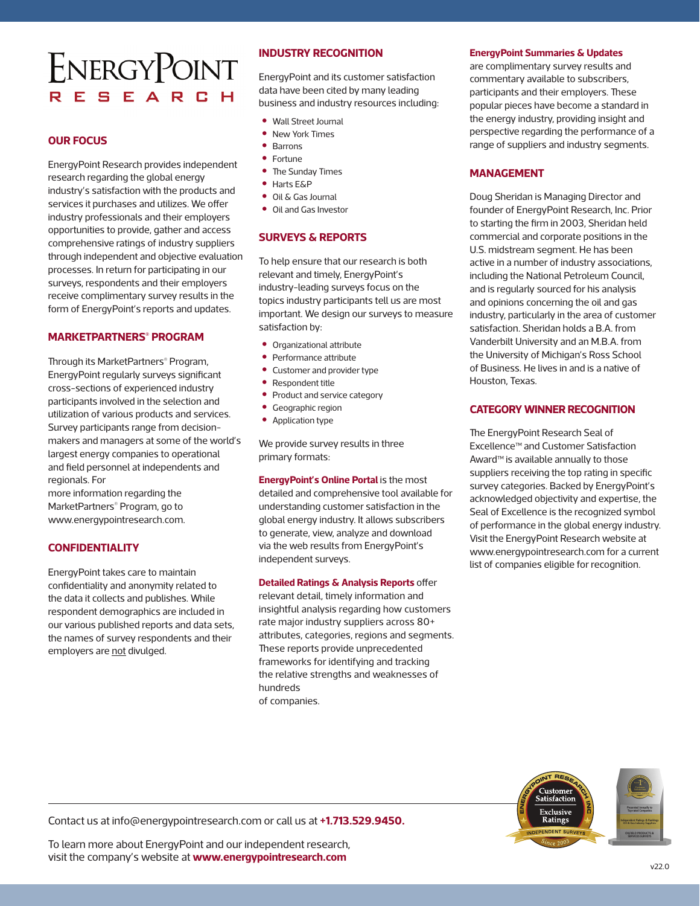# EnergyPoint Research

## OUR FOCUS

EnergyPoint Research provides independent research regarding the global energy industry's satisfaction with the products and services it purchases and utilizes. We offer industry professionals and their employers opportunities to provide, gather and access comprehensive ratings of industry suppliers through independent and objective evaluation processes. In return for participating in our surveys, respondents and their employers receive complimentary survey results in the form of EnergyPoint's reports and updates.

## MARKETPARTNERS® PROGRAM

Through its MarketPartners® Program, EnergyPoint regularly surveys significant cross-sections of experienced industry participants involved in the selection and utilization of various products and services. Survey participants range from decision-makers and managers at some of the world's largest energy companies to operational and field personnel at independents and regionals. For more information regarding the MarketPartners® Program, go to www.energypointresearch.com.

## CONFIDENTIALITY

EnergyPoint takes care to maintain confidentiality and anonymity related to the data it collects and publishes. While respondent demographics are included in our various published reports and data sets, the names of survey respondents and their employers are not divulged.

## INDUSTRY RECOGNITION

EnergyPoint and its customer satisfaction data have been cited by many leading business and industry resources including:

- Wall Street Journal
- New York Times
- Barrons
- Fortune
- The Sunday Times
- Harts E&P
- Oil & Gas Journal
- Oil and Gas Investor

## SURVEYS & REPORTS

To help ensure that our research is both relevant and timely, EnergyPoint's industry-leading surveys focus on the topics industry participants tell us are most important. We design our surveys to measure satisfaction by:

- Organizational attribute
- Performance attribute
- Customer and provider type
- Respondent title
- Product and service category
- Geographic region
- Application type

We provide survey results in three primary formats:

**EnergyPoint's Online Portal** is the most detailed and comprehensive tool available for understanding customer satisfaction in the global energy industry. It allows subscribers to generate, view, analyze and download via the web results from EnergyPoint's independent surveys.

**Detailed Ratings & Analysis Reports** offer relevant detail, timely information and insightful analysis regarding how customers rate major industry suppliers across 80+ attributes, categories, regions and segments. These reports provide unprecedented frameworks for identifying and tracking the relative strengths and weaknesses of hundreds of companies.

**EnergyPoint Summaries & Updates** are complimentary survey results and commentary available to subscribers, participants and their employers. These popular pieces have become a standard in the energy industry, providing insight and perspective regarding the performance of a range of suppliers and industry segments.

## MANAGEMENT

Doug Sheridan is Managing Director and founder of EnergyPoint Research, Inc. Prior to starting the firm in 2003, Sheridan held commercial and corporate positions in the U.S. midstream segment. He has been active in a number of industry associations, including the National Petroleum Council, and is regularly sourced for his analysis and opinions concerning the oil and gas industry, particularly in the area of customer satisfaction. Sheridan holds a B.A. from Vanderbilt University and an M.B.A. from the University of Michigan's Ross School of Business. He lives in and is a native of Houston, Texas.

## CATEGORY WINNER RECOGNITION

The EnergyPoint Research Seal of Excellence™ and Customer Satisfaction Award™ is available annually to those suppliers receiving the top rating in specific survey categories. Backed by EnergyPoint's acknowledged objectivity and expertise, the Seal of Excellence is the recognized symbol of performance in the global energy industry. Visit the EnergyPoint Research website at www.energypointresearch.com for a current list of companies eligible for recognition.

---

Contact us at info@energypointresearch.com or call us at **+1.713.529.9450.**

To learn more about EnergyPoint and our independent research, visit the company's website at **www.energypointresearch.com**

v22.0